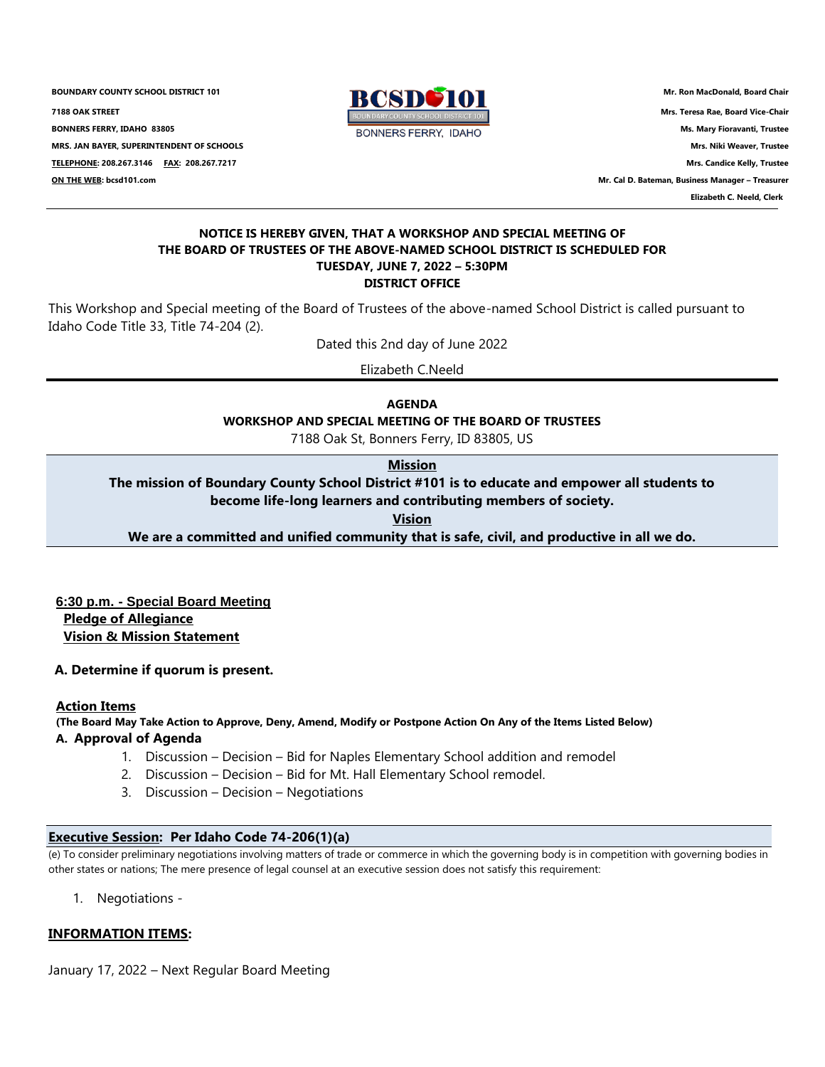**BOUNDARY COUNTY SCHOOL DISTRICT 101**
**7188 OAK STREET**
**BONNERS FERRY, IDAHO 83805**
**MRS. JAN BAYER, SUPERINTENDENT OF SCHOOLS**
**TELEPHONE: 208.267.3146 FAX: 208.267.7217**
**ON THE WEB: bcsd101.com**

BCSD 101
BOUNDARY COUNTY SCHOOL DISTRICT 101
BONNERS FERRY, IDAHO

**Mr. Ron MacDonald, Board Chair**
**Mrs. Teresa Rae, Board Vice-Chair**
**Ms. Mary Fioravanti, Trustee**
**Mrs. Niki Weaver, Trustee**
**Mrs. Candice Kelly, Trustee**
**Mr. Cal D. Bateman, Business Manager – Treasurer**
**Elizabeth C. Neeld, Clerk**

---

**NOTICE IS HEREBY GIVEN, THAT A WORKSHOP AND SPECIAL MEETING OF THE BOARD OF TRUSTEES OF THE ABOVE-NAMED SCHOOL DISTRICT IS SCHEDULED FOR TUESDAY, JUNE 7, 2022 – 5:30PM**
**DISTRICT OFFICE**

This Workshop and Special meeting of the Board of Trustees of the above-named School District is called pursuant to Idaho Code Title 33, Title 74-204 (2).

Dated this 2nd day of June 2022

Elizabeth C.Neeld

---

**AGENDA**
**WORKSHOP AND SPECIAL MEETING OF THE BOARD OF TRUSTEES**
7188 Oak St, Bonners Ferry, ID 83805, US

**Mission**
**The mission of Boundary County School District #101 is to educate and empower all students to become life-long learners and contributing members of society.**

**Vision**
**We are a committed and unified community that is safe, civil, and productive in all we do.**

**6:30 p.m. - Special Board Meeting**
**Pledge of Allegiance**
**Vision & Mission Statement**

**A. Determine if quorum is present.**

**Action Items**
**(The Board May Take Action to Approve, Deny, Amend, Modify or Postpone Action On Any of the Items Listed Below)**

**A. Approval of Agenda**

1. Discussion – Decision – Bid for Naples Elementary School addition and remodel
2. Discussion – Decision – Bid for Mt. Hall Elementary School remodel.
3. Discussion – Decision – Negotiations

**Executive Session: Per Idaho Code 74-206(1)(a)**

(e) To consider preliminary negotiations involving matters of trade or commerce in which the governing body is in competition with governing bodies in other states or nations; The mere presence of legal counsel at an executive session does not satisfy this requirement:

1. Negotiations -

**INFORMATION ITEMS:**

January 17, 2022 – Next Regular Board Meeting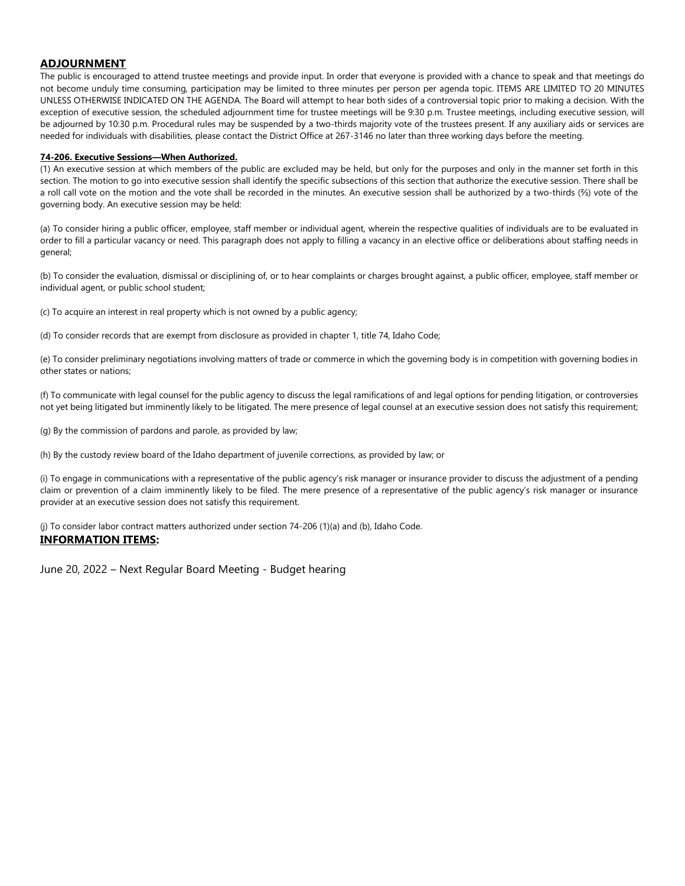## ADJOURNMENT

The public is encouraged to attend trustee meetings and provide input. In order that everyone is provided with a chance to speak and that meetings do not become unduly time consuming, participation may be limited to three minutes per person per agenda topic. ITEMS ARE LIMITED TO 20 MINUTES UNLESS OTHERWISE INDICATED ON THE AGENDA. The Board will attempt to hear both sides of a controversial topic prior to making a decision. With the exception of executive session, the scheduled adjournment time for trustee meetings will be 9:30 p.m. Trustee meetings, including executive session, will be adjourned by 10:30 p.m. Procedural rules may be suspended by a two-thirds majority vote of the trustees present. If any auxiliary aids or services are needed for individuals with disabilities, please contact the District Office at 267-3146 no later than three working days before the meeting.

**74-206. Executive Sessions—When Authorized.**

(1) An executive session at which members of the public are excluded may be held, but only for the purposes and only in the manner set forth in this section. The motion to go into executive session shall identify the specific subsections of this section that authorize the executive session. There shall be a roll call vote on the motion and the vote shall be recorded in the minutes. An executive session shall be authorized by a two-thirds (⅔) vote of the governing body. An executive session may be held:

(a) To consider hiring a public officer, employee, staff member or individual agent, wherein the respective qualities of individuals are to be evaluated in order to fill a particular vacancy or need. This paragraph does not apply to filling a vacancy in an elective office or deliberations about staffing needs in general;

(b) To consider the evaluation, dismissal or disciplining of, or to hear complaints or charges brought against, a public officer, employee, staff member or individual agent, or public school student;

(c) To acquire an interest in real property which is not owned by a public agency;

(d) To consider records that are exempt from disclosure as provided in chapter 1, title 74, Idaho Code;

(e) To consider preliminary negotiations involving matters of trade or commerce in which the governing body is in competition with governing bodies in other states or nations;

(f) To communicate with legal counsel for the public agency to discuss the legal ramifications of and legal options for pending litigation, or controversies not yet being litigated but imminently likely to be litigated. The mere presence of legal counsel at an executive session does not satisfy this requirement;

(g) By the commission of pardons and parole, as provided by law;

(h) By the custody review board of the Idaho department of juvenile corrections, as provided by law; or

(i) To engage in communications with a representative of the public agency's risk manager or insurance provider to discuss the adjustment of a pending claim or prevention of a claim imminently likely to be filed. The mere presence of a representative of the public agency's risk manager or insurance provider at an executive session does not satisfy this requirement.

(j) To consider labor contract matters authorized under section 74-206 (1)(a) and (b), Idaho Code.

## INFORMATION ITEMS:

June 20, 2022 – Next Regular Board Meeting - Budget hearing